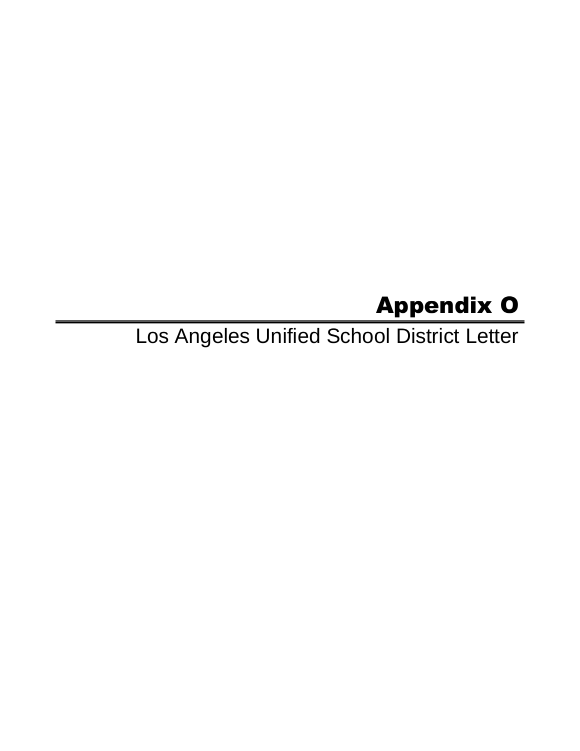# Appendix O

## Los Angeles Unified School District Letter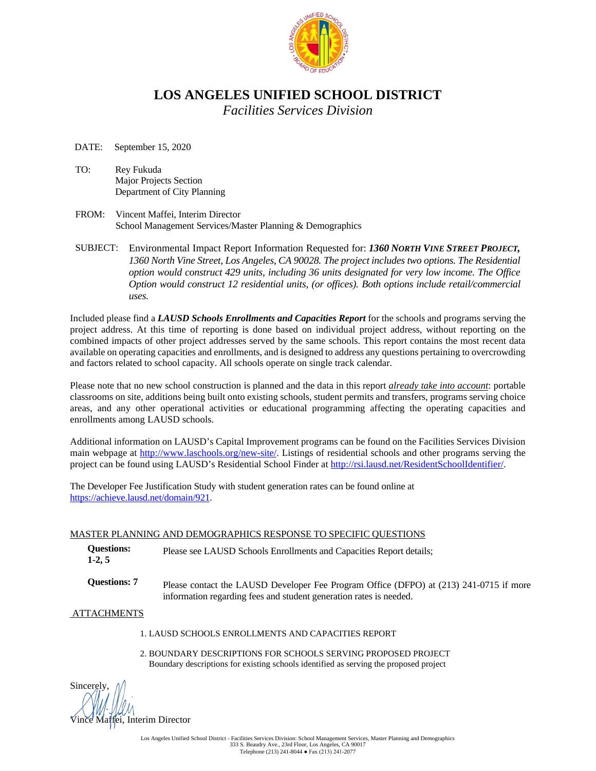# LOS ANGELES UNIFIED SCHOOL DISTRICT

*Facilities Services Division*

DATE: September 15, 2020

TO: Rey Fukuda
Major Projects Section
Department of City Planning

FROM: Vincent Maffei, Interim Director
School Management Services/Master Planning & Demographics

SUBJECT: Environmental Impact Report Information Requested for: ***1360 NORTH VINE STREET PROJECT,*** *1360 North Vine Street, Los Angeles, CA 90028. The project includes two options. The Residential option would construct 429 units, including 36 units designated for very low income. The Office Option would construct 12 residential units, (or offices). Both options include retail/commercial uses.*

Included please find a ***LAUSD Schools Enrollments and Capacities Report*** for the schools and programs serving the project address. At this time of reporting is done based on individual project address, without reporting on the combined impacts of other project addresses served by the same schools. This report contains the most recent data available on operating capacities and enrollments, and is designed to address any questions pertaining to overcrowding and factors related to school capacity. All schools operate on single track calendar.

Please note that no new school construction is planned and the data in this report *already take into account*: portable classrooms on site, additions being built onto existing schools, student permits and transfers, programs serving choice areas, and any other operational activities or educational programming affecting the operating capacities and enrollments among LAUSD schools.

Additional information on LAUSD's Capital Improvement programs can be found on the Facilities Services Division main webpage at http://www.laschools.org/new-site/. Listings of residential schools and other programs serving the project can be found using LAUSD's Residential School Finder at http://rsi.lausd.net/ResidentSchoolIdentifier/.

The Developer Fee Justification Study with student generation rates can be found online at https://achieve.lausd.net/domain/921.

MASTER PLANNING AND DEMOGRAPHICS RESPONSE TO SPECIFIC QUESTIONS

**Questions: 1-2, 5** Please see LAUSD Schools Enrollments and Capacities Report details;

**Questions: 7** Please contact the LAUSD Developer Fee Program Office (DFPO) at (213) 241-0715 if more information regarding fees and student generation rates is needed.

ATTACHMENTS

1. LAUSD SCHOOLS ENROLLMENTS AND CAPACITIES REPORT
2. BOUNDARY DESCRIPTIONS FOR SCHOOLS SERVING PROPOSED PROJECT
   Boundary descriptions for existing schools identified as serving the proposed project

Sincerely,

Vince Maffei, Interim Director

Los Angeles Unified School District - Facilities Services Division: School Management Services, Master Planning and Demographics
333 S. Beaudry Ave., 23rd Floor, Los Angeles, CA 90017
Telephone (213) 241-8044 ● Fax (213) 241-2077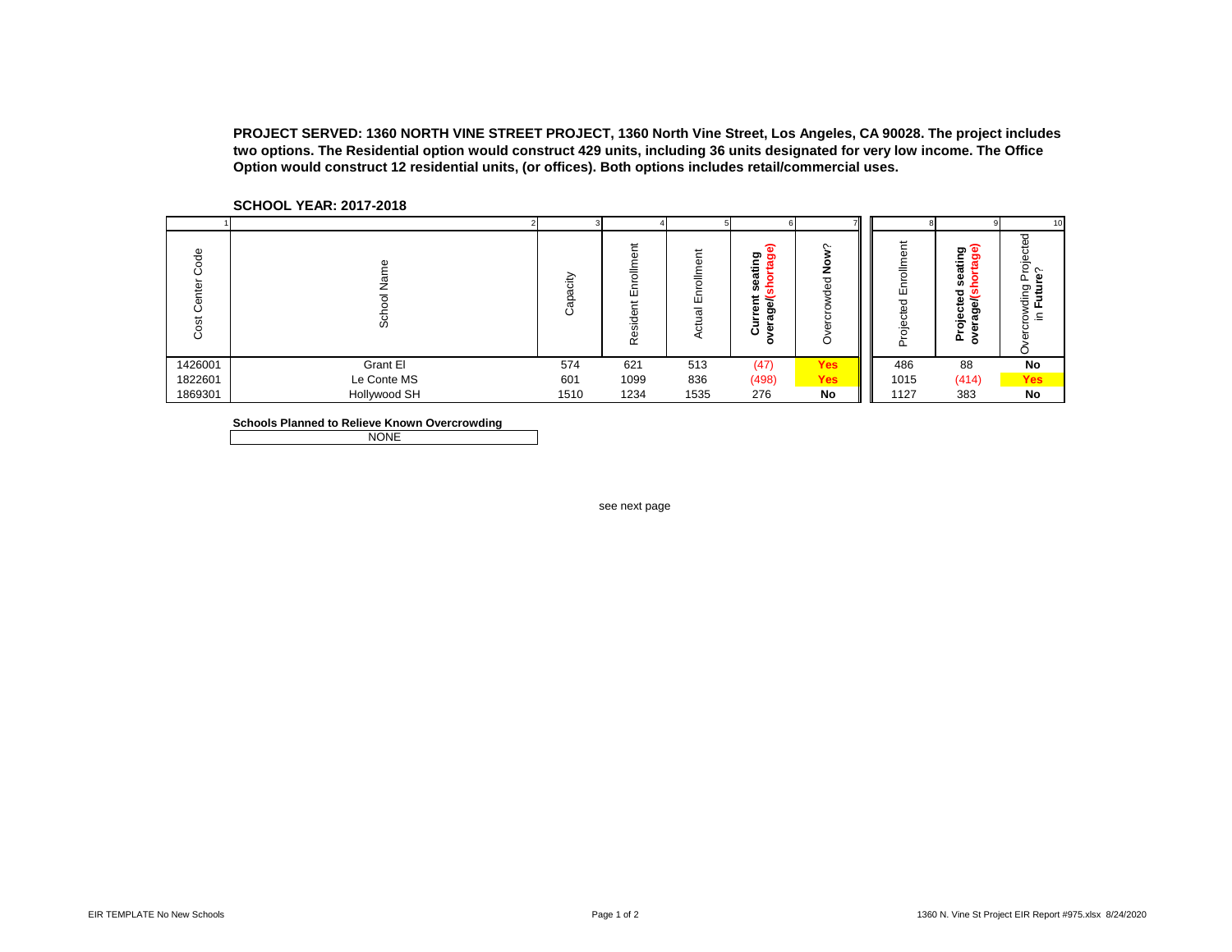**PROJECT SERVED: 1360 NORTH VINE STREET PROJECT, 1360 North Vine Street, Los Angeles, CA 90028. The project includes two options. The Residential option would construct 429 units, including 36 units designated for very low income. The Office Option would construct 12 residential units, (or offices). Both options includes retail/commercial uses.**

**SCHOOL YEAR: 2017-2018**

| 1 | 2 | 3 | 4 | 5 | 6 | 7 | 8 | 9 | 10 |
|---|---|---|---|---|---|---|---|---|---|
| Cost Center Code | School Name | Capacity | Resident Enrollment | Actual Enrollment | **Current seating overage/(shortage)** | Overcrowded **Now**? | Projected Enrollment | **Projected seating overage/(shortage)** | Overcrowding Projected in **Future**? |
| 1426001 | Grant El | 574 | 621 | 513 | (47) | **Yes** | 486 | 88 | **No** |
| 1822601 | Le Conte MS | 601 | 1099 | 836 | (498) | **Yes** | 1015 | (414) | **Yes** |
| 1869301 | Hollywood SH | 1510 | 1234 | 1535 | 276 | **No** | 1127 | 383 | **No** |

**Schools Planned to Relieve Known Overcrowding**

| NONE |
|---|

see next page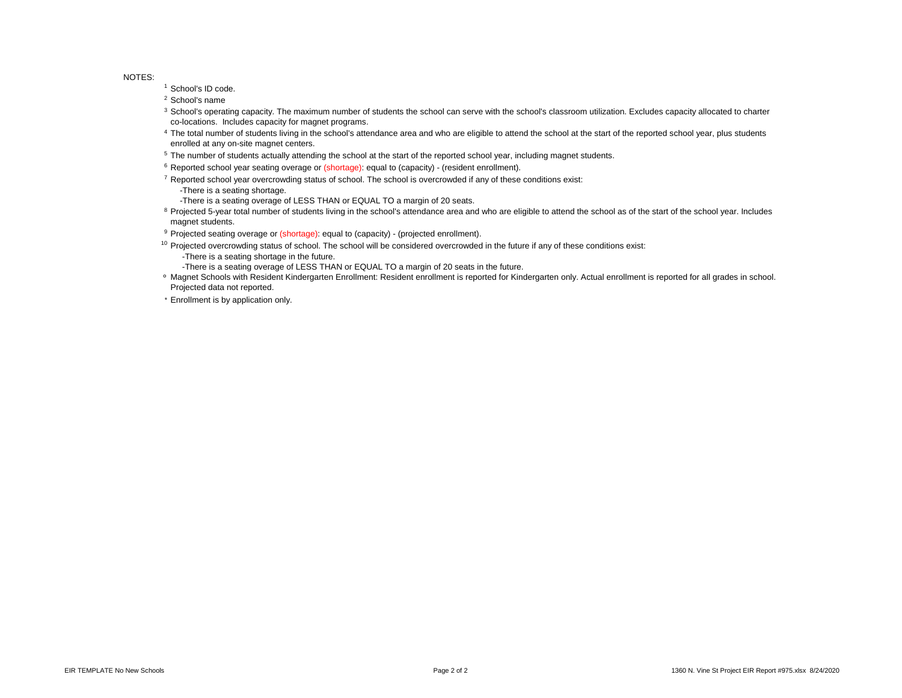NOTES:

[1] School's ID code.

[2] School's name

[3] School's operating capacity. The maximum number of students the school can serve with the school's classroom utilization. Excludes capacity allocated to charter co-locations. Includes capacity for magnet programs.

[4] The total number of students living in the school's attendance area and who are eligible to attend the school at the start of the reported school year, plus students enrolled at any on-site magnet centers.

[5] The number of students actually attending the school at the start of the reported school year, including magnet students.

[6] Reported school year seating overage or (shortage): equal to (capacity) - (resident enrollment).

[7] Reported school year overcrowding status of school. The school is overcrowded if any of these conditions exist:
- -There is a seating shortage.
- -There is a seating overage of LESS THAN or EQUAL TO a margin of 20 seats.

[8] Projected 5-year total number of students living in the school's attendance area and who are eligible to attend the school as of the start of the school year. Includes magnet students.

[9] Projected seating overage or (shortage): equal to (capacity) - (projected enrollment).

[10] Projected overcrowding status of school. The school will be considered overcrowded in the future if any of these conditions exist:
- -There is a seating shortage in the future.
- -There is a seating overage of LESS THAN or EQUAL TO a margin of 20 seats in the future.

º Magnet Schools with Resident Kindergarten Enrollment: Resident enrollment is reported for Kindergarten only. Actual enrollment is reported for all grades in school. Projected data not reported.

* Enrollment is by application only.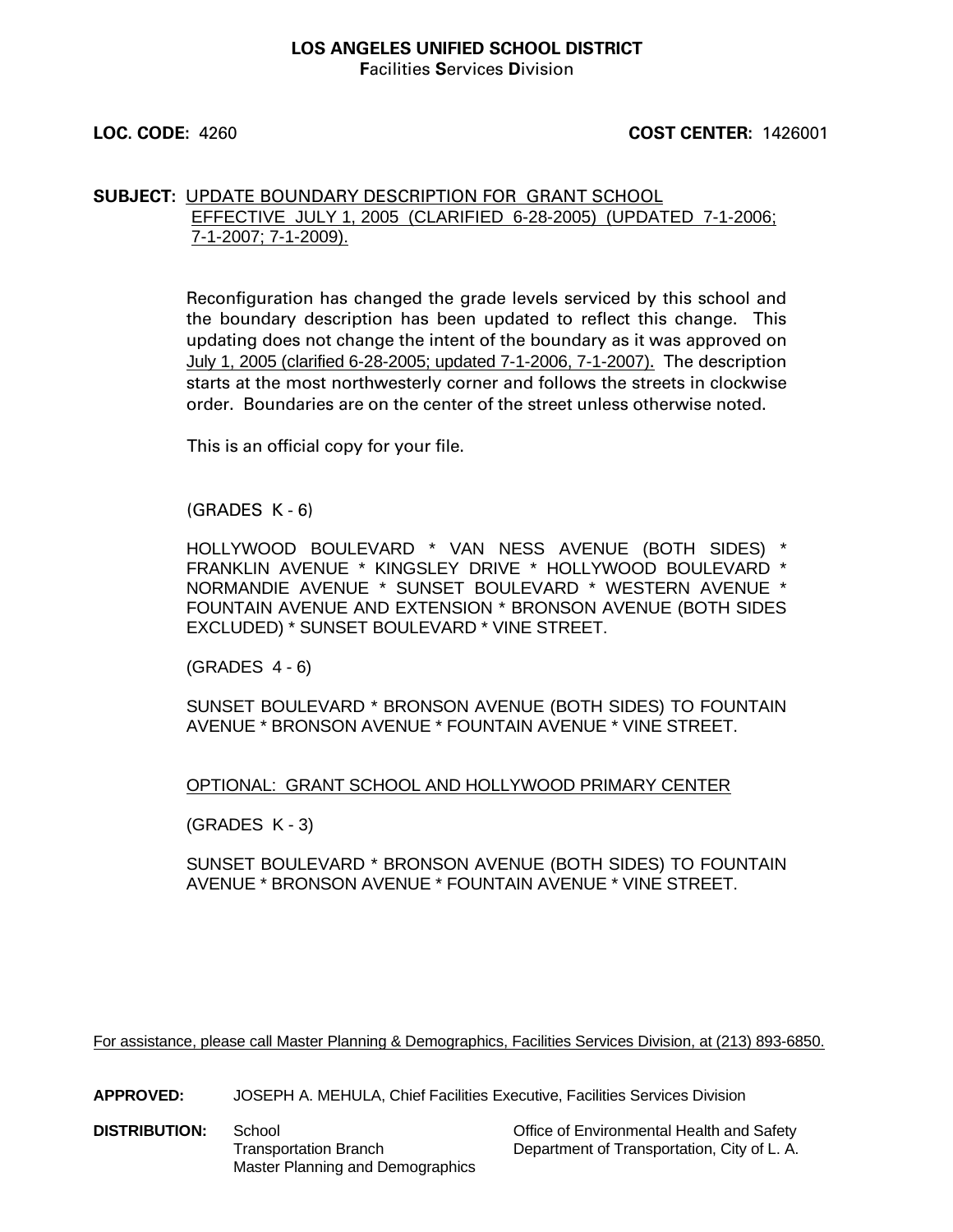**LOS ANGELES UNIFIED SCHOOL DISTRICT**
**F**acilities **S**ervices **D**ivision

**LOC. CODE:** 4260 **COST CENTER:** 1426001

**SUBJECT:** UPDATE BOUNDARY DESCRIPTION FOR GRANT SCHOOL EFFECTIVE JULY 1, 2005 (CLARIFIED 6-28-2005) (UPDATED 7-1-2006; 7-1-2007; 7-1-2009).

Reconfiguration has changed the grade levels serviced by this school and the boundary description has been updated to reflect this change. This updating does not change the intent of the boundary as it was approved on July 1, 2005 (clarified 6-28-2005; updated 7-1-2006, 7-1-2007). The description starts at the most northwesterly corner and follows the streets in clockwise order. Boundaries are on the center of the street unless otherwise noted.

This is an official copy for your file.

(GRADES K - 6)

HOLLYWOOD BOULEVARD * VAN NESS AVENUE (BOTH SIDES) * FRANKLIN AVENUE * KINGSLEY DRIVE * HOLLYWOOD BOULEVARD * NORMANDIE AVENUE * SUNSET BOULEVARD * WESTERN AVENUE * FOUNTAIN AVENUE AND EXTENSION * BRONSON AVENUE (BOTH SIDES EXCLUDED) * SUNSET BOULEVARD * VINE STREET.

(GRADES 4 - 6)

SUNSET BOULEVARD * BRONSON AVENUE (BOTH SIDES) TO FOUNTAIN AVENUE * BRONSON AVENUE * FOUNTAIN AVENUE * VINE STREET.

OPTIONAL: GRANT SCHOOL AND HOLLYWOOD PRIMARY CENTER

(GRADES K - 3)

SUNSET BOULEVARD * BRONSON AVENUE (BOTH SIDES) TO FOUNTAIN AVENUE * BRONSON AVENUE * FOUNTAIN AVENUE * VINE STREET.

For assistance, please call Master Planning & Demographics, Facilities Services Division, at (213) 893-6850.

**APPROVED:** JOSEPH A. MEHULA, Chief Facilities Executive, Facilities Services Division

**DISTRIBUTION:**
School
Transportation Branch
Master Planning and Demographics
Office of Environmental Health and Safety
Department of Transportation, City of L. A.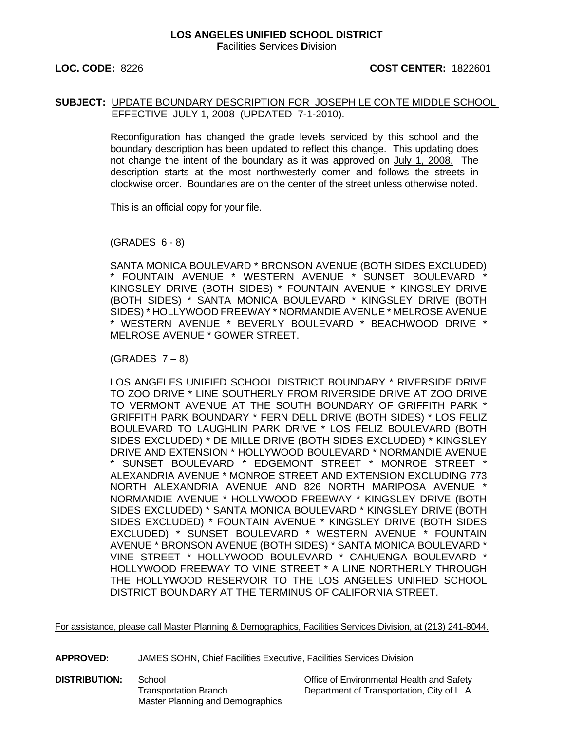**LOS ANGELES UNIFIED SCHOOL DISTRICT**
**F**acilities **S**ervices **D**ivision

**LOC. CODE:** 8226 **COST CENTER:** 1822601

**SUBJECT:** UPDATE BOUNDARY DESCRIPTION FOR JOSEPH LE CONTE MIDDLE SCHOOL EFFECTIVE JULY 1, 2008 (UPDATED 7-1-2010).

Reconfiguration has changed the grade levels serviced by this school and the boundary description has been updated to reflect this change. This updating does not change the intent of the boundary as it was approved on July 1, 2008. The description starts at the most northwesterly corner and follows the streets in clockwise order. Boundaries are on the center of the street unless otherwise noted.

This is an official copy for your file.

(GRADES 6 - 8)

SANTA MONICA BOULEVARD * BRONSON AVENUE (BOTH SIDES EXCLUDED) * FOUNTAIN AVENUE * WESTERN AVENUE * SUNSET BOULEVARD * KINGSLEY DRIVE (BOTH SIDES) * FOUNTAIN AVENUE * KINGSLEY DRIVE (BOTH SIDES) * SANTA MONICA BOULEVARD * KINGSLEY DRIVE (BOTH SIDES) * HOLLYWOOD FREEWAY * NORMANDIE AVENUE * MELROSE AVENUE * WESTERN AVENUE * BEVERLY BOULEVARD * BEACHWOOD DRIVE * MELROSE AVENUE * GOWER STREET.

(GRADES 7 – 8)

LOS ANGELES UNIFIED SCHOOL DISTRICT BOUNDARY * RIVERSIDE DRIVE TO ZOO DRIVE * LINE SOUTHERLY FROM RIVERSIDE DRIVE AT ZOO DRIVE TO VERMONT AVENUE AT THE SOUTH BOUNDARY OF GRIFFITH PARK * GRIFFITH PARK BOUNDARY * FERN DELL DRIVE (BOTH SIDES) * LOS FELIZ BOULEVARD TO LAUGHLIN PARK DRIVE * LOS FELIZ BOULEVARD (BOTH SIDES EXCLUDED) * DE MILLE DRIVE (BOTH SIDES EXCLUDED) * KINGSLEY DRIVE AND EXTENSION * HOLLYWOOD BOULEVARD * NORMANDIE AVENUE * SUNSET BOULEVARD * EDGEMONT STREET * MONROE STREET * ALEXANDRIA AVENUE * MONROE STREET AND EXTENSION EXCLUDING 773 NORTH ALEXANDRIA AVENUE AND 826 NORTH MARIPOSA AVENUE * NORMANDIE AVENUE * HOLLYWOOD FREEWAY * KINGSLEY DRIVE (BOTH SIDES EXCLUDED) * SANTA MONICA BOULEVARD * KINGSLEY DRIVE (BOTH SIDES EXCLUDED) * FOUNTAIN AVENUE * KINGSLEY DRIVE (BOTH SIDES EXCLUDED) * SUNSET BOULEVARD * WESTERN AVENUE * FOUNTAIN AVENUE * BRONSON AVENUE (BOTH SIDES) * SANTA MONICA BOULEVARD * VINE STREET * HOLLYWOOD BOULEVARD * CAHUENGA BOULEVARD * HOLLYWOOD FREEWAY TO VINE STREET * A LINE NORTHERLY THROUGH THE HOLLYWOOD RESERVOIR TO THE LOS ANGELES UNIFIED SCHOOL DISTRICT BOUNDARY AT THE TERMINUS OF CALIFORNIA STREET.

For assistance, please call Master Planning & Demographics, Facilities Services Division, at (213) 241-8044.

**APPROVED:** JAMES SOHN, Chief Facilities Executive, Facilities Services Division

**DISTRIBUTION:**
School
Transportation Branch
Master Planning and Demographics
Office of Environmental Health and Safety
Department of Transportation, City of L. A.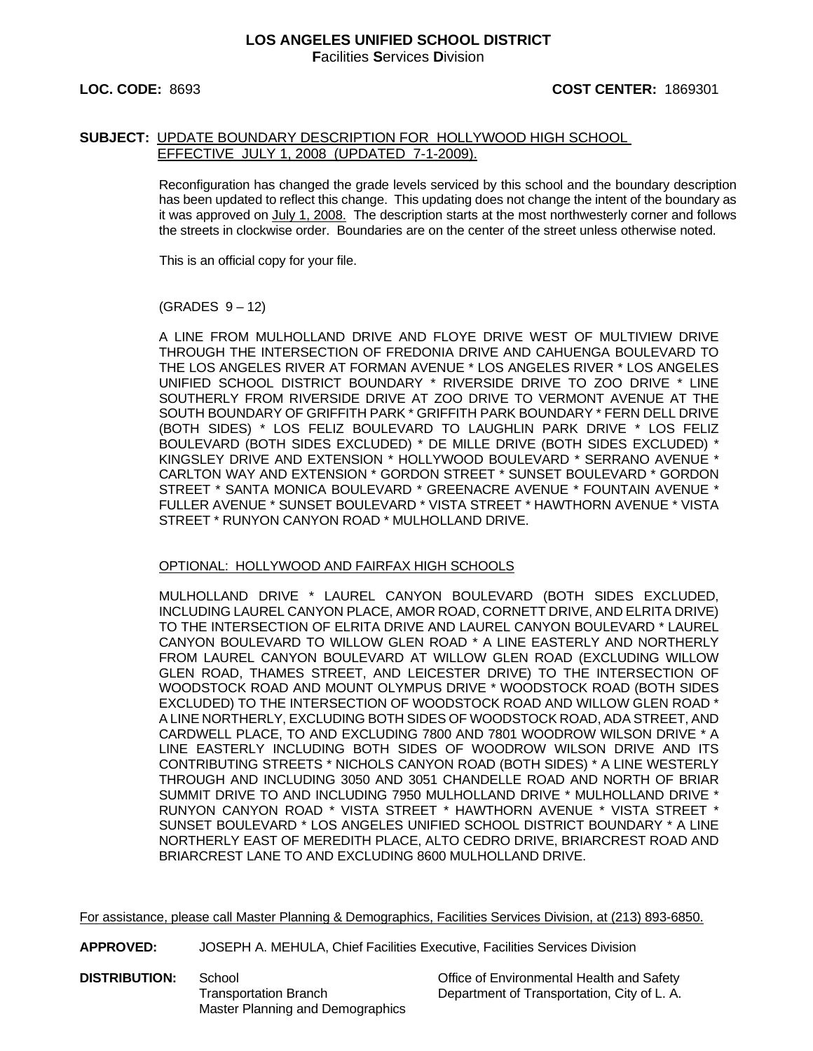**LOS ANGELES UNIFIED SCHOOL DISTRICT**
**F**acilities **S**ervices **D**ivision

**LOC. CODE:** 8693 **COST CENTER:** 1869301

**SUBJECT:** UPDATE BOUNDARY DESCRIPTION FOR HOLLYWOOD HIGH SCHOOL EFFECTIVE JULY 1, 2008 (UPDATED 7-1-2009).

Reconfiguration has changed the grade levels serviced by this school and the boundary description has been updated to reflect this change. This updating does not change the intent of the boundary as it was approved on July 1, 2008. The description starts at the most northwesterly corner and follows the streets in clockwise order. Boundaries are on the center of the street unless otherwise noted.

This is an official copy for your file.

(GRADES 9 – 12)

A LINE FROM MULHOLLAND DRIVE AND FLOYE DRIVE WEST OF MULTIVIEW DRIVE THROUGH THE INTERSECTION OF FREDONIA DRIVE AND CAHUENGA BOULEVARD TO THE LOS ANGELES RIVER AT FORMAN AVENUE * LOS ANGELES RIVER * LOS ANGELES UNIFIED SCHOOL DISTRICT BOUNDARY * RIVERSIDE DRIVE TO ZOO DRIVE * LINE SOUTHERLY FROM RIVERSIDE DRIVE AT ZOO DRIVE TO VERMONT AVENUE AT THE SOUTH BOUNDARY OF GRIFFITH PARK * GRIFFITH PARK BOUNDARY * FERN DELL DRIVE (BOTH SIDES) * LOS FELIZ BOULEVARD TO LAUGHLIN PARK DRIVE * LOS FELIZ BOULEVARD (BOTH SIDES EXCLUDED) * DE MILLE DRIVE (BOTH SIDES EXCLUDED) * KINGSLEY DRIVE AND EXTENSION * HOLLYWOOD BOULEVARD * SERRANO AVENUE * CARLTON WAY AND EXTENSION * GORDON STREET * SUNSET BOULEVARD * GORDON STREET * SANTA MONICA BOULEVARD * GREENACRE AVENUE * FOUNTAIN AVENUE * FULLER AVENUE * SUNSET BOULEVARD * VISTA STREET * HAWTHORN AVENUE * VISTA STREET * RUNYON CANYON ROAD * MULHOLLAND DRIVE.

OPTIONAL: HOLLYWOOD AND FAIRFAX HIGH SCHOOLS

MULHOLLAND DRIVE * LAUREL CANYON BOULEVARD (BOTH SIDES EXCLUDED, INCLUDING LAUREL CANYON PLACE, AMOR ROAD, CORNETT DRIVE, AND ELRITA DRIVE) TO THE INTERSECTION OF ELRITA DRIVE AND LAUREL CANYON BOULEVARD * LAUREL CANYON BOULEVARD TO WILLOW GLEN ROAD * A LINE EASTERLY AND NORTHERLY FROM LAUREL CANYON BOULEVARD AT WILLOW GLEN ROAD (EXCLUDING WILLOW GLEN ROAD, THAMES STREET, AND LEICESTER DRIVE) TO THE INTERSECTION OF WOODSTOCK ROAD AND MOUNT OLYMPUS DRIVE * WOODSTOCK ROAD (BOTH SIDES EXCLUDED) TO THE INTERSECTION OF WOODSTOCK ROAD AND WILLOW GLEN ROAD * A LINE NORTHERLY, EXCLUDING BOTH SIDES OF WOODSTOCK ROAD, ADA STREET, AND CARDWELL PLACE, TO AND EXCLUDING 7800 AND 7801 WOODROW WILSON DRIVE * A LINE EASTERLY INCLUDING BOTH SIDES OF WOODROW WILSON DRIVE AND ITS CONTRIBUTING STREETS * NICHOLS CANYON ROAD (BOTH SIDES) * A LINE WESTERLY THROUGH AND INCLUDING 3050 AND 3051 CHANDELLE ROAD AND NORTH OF BRIAR SUMMIT DRIVE TO AND INCLUDING 7950 MULHOLLAND DRIVE * MULHOLLAND DRIVE * RUNYON CANYON ROAD * VISTA STREET * HAWTHORN AVENUE * VISTA STREET * SUNSET BOULEVARD * LOS ANGELES UNIFIED SCHOOL DISTRICT BOUNDARY * A LINE NORTHERLY EAST OF MEREDITH PLACE, ALTO CEDRO DRIVE, BRIARCREST ROAD AND BRIARCREST LANE TO AND EXCLUDING 8600 MULHOLLAND DRIVE.

For assistance, please call Master Planning & Demographics, Facilities Services Division, at (213) 893-6850.

**APPROVED:** JOSEPH A. MEHULA, Chief Facilities Executive, Facilities Services Division

**DISTRIBUTION:**
School
Transportation Branch
Master Planning and Demographics
Office of Environmental Health and Safety
Department of Transportation, City of L. A.